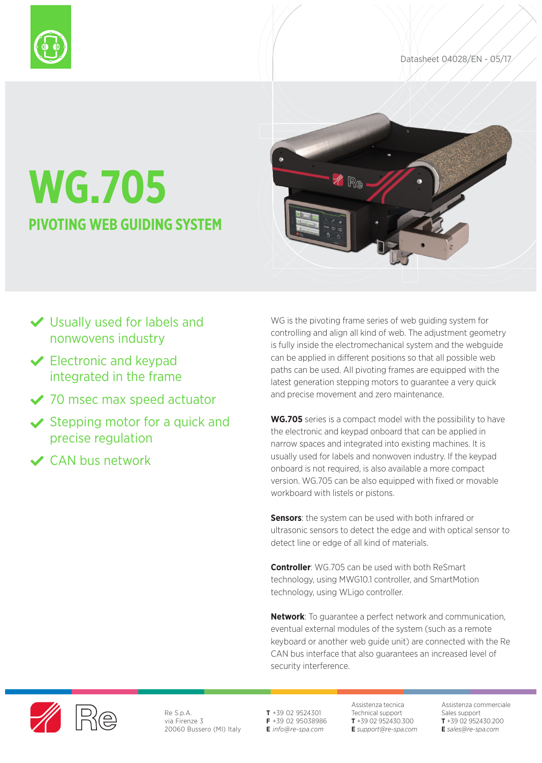Datasheet 04028/EN - 05/17

# WG.705

## PIVOTING WEB GUIDING SYSTEM

- Usually used for labels and nonwovens industry
- Electronic and keypad integrated in the frame
- 70 msec max speed actuator
- Stepping motor for a quick and precise regulation
- CAN bus network

WG is the pivoting frame series of web guiding system for controlling and align all kind of web. The adjustment geometry is fully inside the electromechanical system and the webguide can be applied in different positions so that all possible web paths can be used. All pivoting frames are equipped with the latest generation stepping motors to guarantee a very quick and precise movement and zero maintenance.

**WG.705** series is a compact model with the possibility to have the electronic and keypad onboard that can be applied in narrow spaces and integrated into existing machines. It is usually used for labels and nonwoven industry. If the keypad onboard is not required, is also available a more compact version. WG.705 can be also equipped with fixed or movable workboard with listels or pistons.

**Sensors**: the system can be used with both infrared or ultrasonic sensors to detect the edge and with optical sensor to detect line or edge of all kind of materials.

**Controller**: WG.705 can be used with both ReSmart technology, using MWG10.1 controller, and SmartMotion technology, using WLigo controller.

**Network**: To guarantee a perfect network and communication, eventual external modules of the system (such as a remote keyboard or another web guide unit) are connected with the Re CAN bus interface that also guarantees an increased level of security interference.

Re S.p.A.
via Firenze 3
20060 Bussero (MI) Italy

**T** +39 02 9524301
**F** +39 02 95038986
**E** *info@re-spa.com*

Assistenza tecnica
Technical support
**T** +39 02 952430.300
**E** *support@re-spa.com*

Assistenza commerciale
Sales support
**T** +39 02 952430.200
**E** *sales@re-spa.com*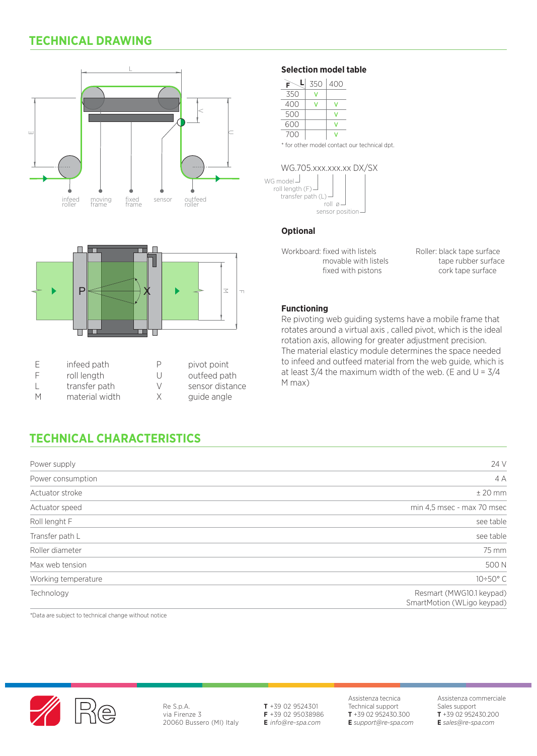## TECHNICAL DRAWING

L

E

V

U

infeed roller

moving frame

fixed frame

sensor

outfeed roller

P

X

M

F

| | | | |
|---|---|---|---|
| E | infeed path | P | pivot point |
| F | roll length | U | outfeed path |
| L | transfer path | V | sensor distance |
| M | material width | X | guide angle |

### Selection model table

| F \ L | 350 | 400 |
|---|---|---|
| 350 | V | |
| 400 | V | V |
| 500 | | V |
| 600 | | V |
| 700 | | V |

\* for other model contact our technical dpt.

WG.705.xxx.xxx.xx DX/SX

- WG model
- roll length (F)
- transfer path (L)
- roll ø
- sensor position

### Optional

Workboard: fixed with listels
movable with listels
fixed with pistons

Roller: black tape surface
tape rubber surface
cork tape surface

### Functioning

Re pivoting web guiding systems have a mobile frame that rotates around a virtual axis , called pivot, which is the ideal rotation axis, allowing for greater adjustment precision.
The material elasticy module determines the space needed to infeed and outfeed material from the web guide, which is at least 3/4 the maximum width of the web. (E and U = 3/4 M max)

## TECHNICAL CHARACTERISTICS

| | |
|---|---|
| Power supply | 24 V |
| Power consumption | 4 A |
| Actuator stroke | ± 20 mm |
| Actuator speed | min 4,5 msec - max 70 msec |
| Roll lenght F | see table |
| Transfer path L | see table |
| Roller diameter | 75 mm |
| Max web tension | 500 N |
| Working temperature | 10÷50° C |
| Technology | Resmart (MWG10.1 keypad) SmartMotion (WLigo keypad) |

\*Data are subject to technical change without notice

Re S.p.A.
via Firenze 3
20060 Bussero (MI) Italy

**T** +39 02 9524301
**F** +39 02 95038986
**E** *info@re-spa.com*

Assistenza tecnica
Technical support
**T** +39 02 952430.300
**E** *support@re-spa.com*

Assistenza commerciale
Sales support
**T** +39 02 952430.200
**E** *sales@re-spa.com*